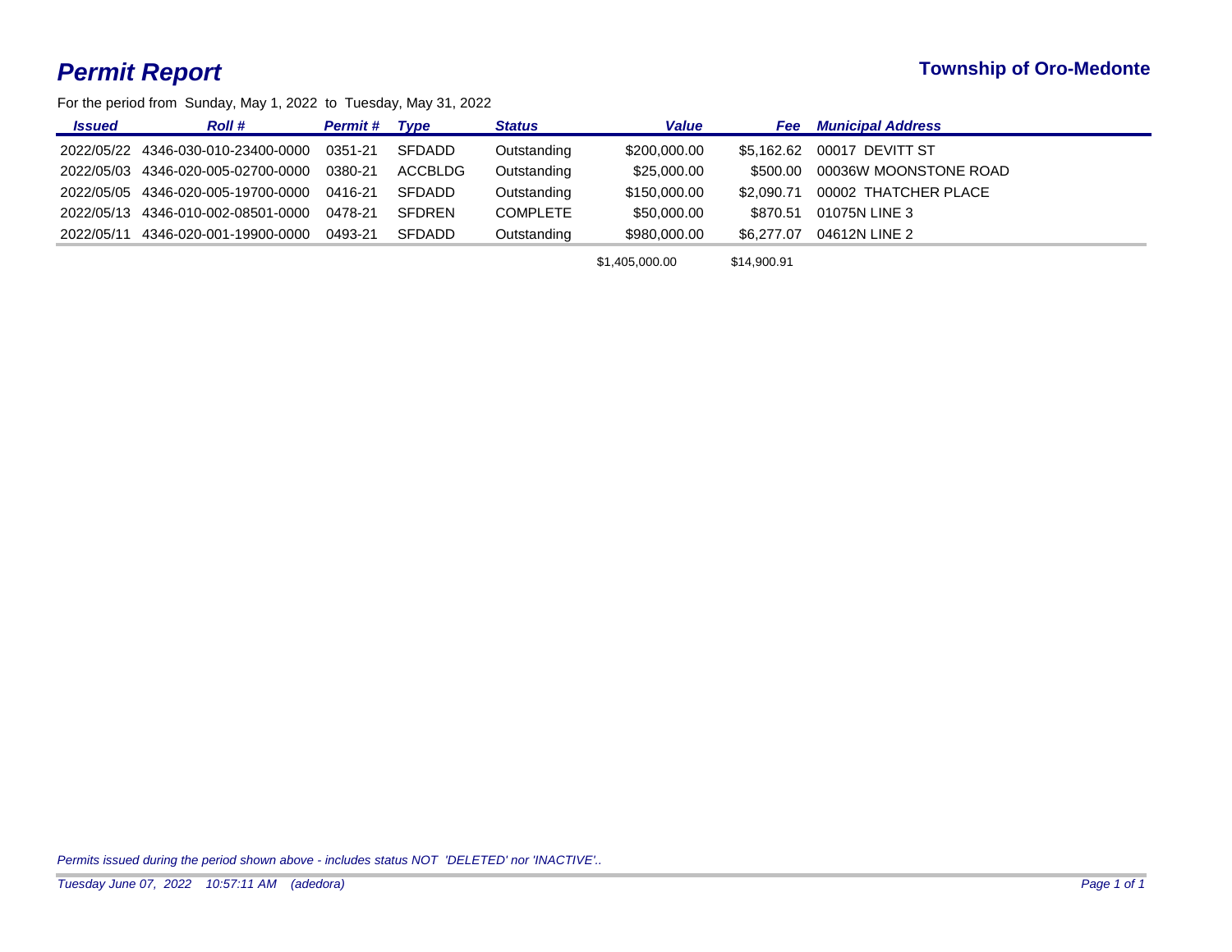# Permit Report

**Township of Oro-Medonte**

For the period from Sunday, May 1, 2022 to Tuesday, May 31, 2022

| Issued | Roll # | Permit # | Type | Status | Value | Fee | Municipal Address |
|---|---|---|---|---|---|---|---|
| 2022/05/22 | 4346-030-010-23400-0000 | 0351-21 | SFDADD | Outstanding | $200,000.00 | $5,162.62 | 00017 DEVITT ST |
| 2022/05/03 | 4346-020-005-02700-0000 | 0380-21 | ACCBLDG | Outstanding | $25,000.00 | $500.00 | 00036W MOONSTONE ROAD |
| 2022/05/05 | 4346-020-005-19700-0000 | 0416-21 | SFDADD | Outstanding | $150,000.00 | $2,090.71 | 00002 THATCHER PLACE |
| 2022/05/13 | 4346-010-002-08501-0000 | 0478-21 | SFDREN | COMPLETE | $50,000.00 | $870.51 | 01075N LINE 3 |
| 2022/05/11 | 4346-020-001-19900-0000 | 0493-21 | SFDADD | Outstanding | $980,000.00 | $6,277.07 | 04612N LINE 2 |
| | | | | | $1,405,000.00 | $14,900.91 | |

*Permits issued during the period shown above - includes status NOT 'DELETED' nor 'INACTIVE'..*

*Tuesday June 07, 2022 10:57:11 AM (adedora)*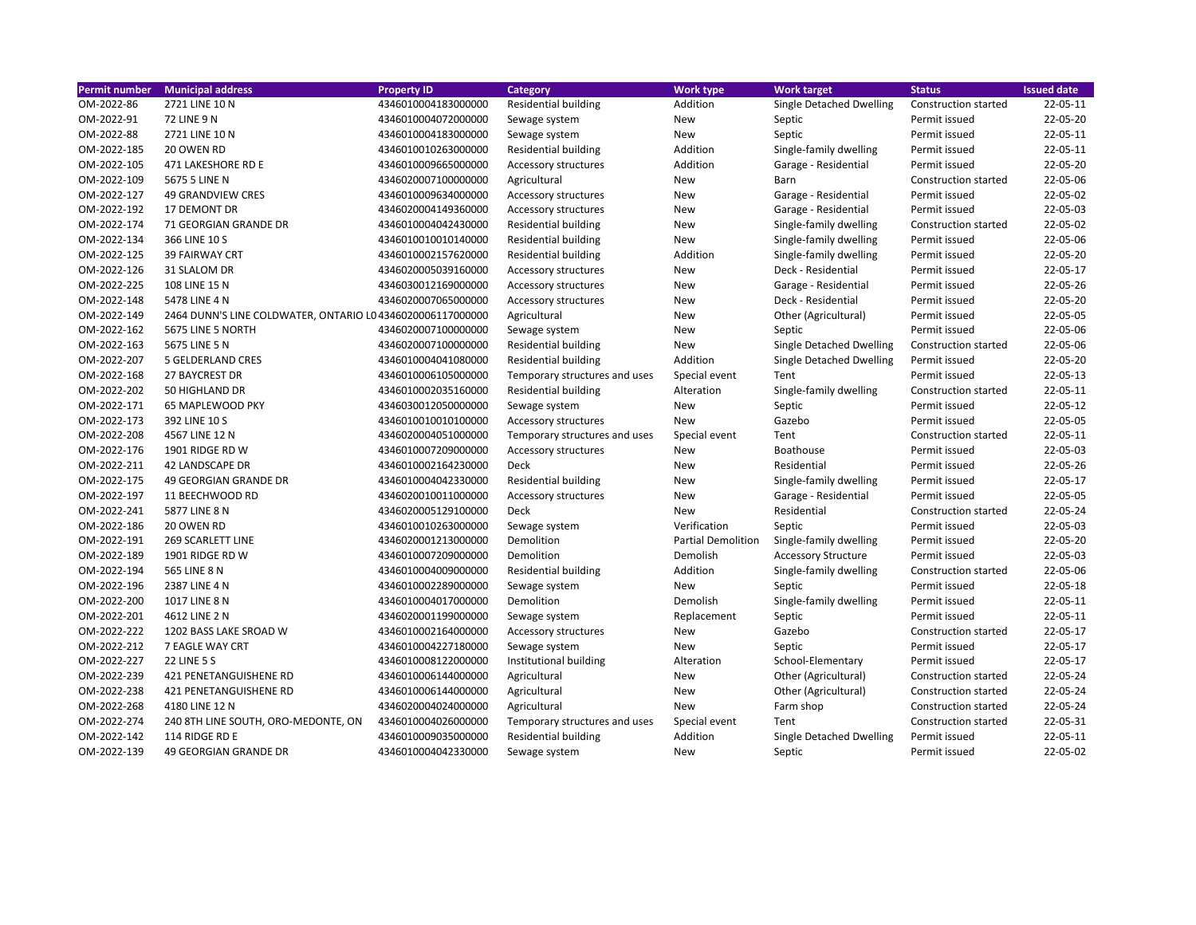| Permit number | Municipal address | Property ID | Category | Work type | Work target | Status | Issued date |
|---|---|---|---|---|---|---|---|
| OM-2022-86 | 2721 LINE 10 N | 4346010004183000000 | Residential building | Addition | Single Detached Dwelling | Construction started | 22-05-11 |
| OM-2022-91 | 72 LINE 9 N | 4346010004072000000 | Sewage system | New | Septic | Permit issued | 22-05-20 |
| OM-2022-88 | 2721 LINE 10 N | 4346010004183000000 | Sewage system | New | Septic | Permit issued | 22-05-11 |
| OM-2022-185 | 20 OWEN RD | 4346010010263000000 | Residential building | Addition | Single-family dwelling | Permit issued | 22-05-11 |
| OM-2022-105 | 471 LAKESHORE RD E | 4346010009665000000 | Accessory structures | Addition | Garage - Residential | Permit issued | 22-05-20 |
| OM-2022-109 | 5675 5 LINE N | 4346020007100000000 | Agricultural | New | Barn | Construction started | 22-05-06 |
| OM-2022-127 | 49 GRANDVIEW CRES | 4346010009634000000 | Accessory structures | New | Garage - Residential | Permit issued | 22-05-02 |
| OM-2022-192 | 17 DEMONT DR | 4346020004149360000 | Accessory structures | New | Garage - Residential | Permit issued | 22-05-03 |
| OM-2022-174 | 71 GEORGIAN GRANDE DR | 4346010004042430000 | Residential building | New | Single-family dwelling | Construction started | 22-05-02 |
| OM-2022-134 | 366 LINE 10 S | 4346010010010140000 | Residential building | New | Single-family dwelling | Permit issued | 22-05-06 |
| OM-2022-125 | 39 FAIRWAY CRT | 4346010002157620000 | Residential building | Addition | Single-family dwelling | Permit issued | 22-05-20 |
| OM-2022-126 | 31 SLALOM DR | 4346020005039160000 | Accessory structures | New | Deck - Residential | Permit issued | 22-05-17 |
| OM-2022-225 | 108 LINE 15 N | 4346030012169000000 | Accessory structures | New | Garage - Residential | Permit issued | 22-05-26 |
| OM-2022-148 | 5478 LINE 4 N | 4346020007065000000 | Accessory structures | New | Deck - Residential | Permit issued | 22-05-20 |
| OM-2022-149 | 2464 DUNN'S LINE COLDWATER, ONTARIO L0 | 4346020006117000000 | Agricultural | New | Other (Agricultural) | Permit issued | 22-05-05 |
| OM-2022-162 | 5675 LINE 5 NORTH | 4346020007100000000 | Sewage system | New | Septic | Permit issued | 22-05-06 |
| OM-2022-163 | 5675 LINE 5 N | 4346020007100000000 | Residential building | New | Single Detached Dwelling | Construction started | 22-05-06 |
| OM-2022-207 | 5 GELDERLAND CRES | 4346010004041080000 | Residential building | Addition | Single Detached Dwelling | Permit issued | 22-05-20 |
| OM-2022-168 | 27 BAYCREST DR | 4346010006105000000 | Temporary structures and uses | Special event | Tent | Permit issued | 22-05-13 |
| OM-2022-202 | 50 HIGHLAND DR | 4346010002035160000 | Residential building | Alteration | Single-family dwelling | Construction started | 22-05-11 |
| OM-2022-171 | 65 MAPLEWOOD PKY | 4346030012050000000 | Sewage system | New | Septic | Permit issued | 22-05-12 |
| OM-2022-173 | 392 LINE 10 S | 4346010010010100000 | Accessory structures | New | Gazebo | Permit issued | 22-05-05 |
| OM-2022-208 | 4567 LINE 12 N | 4346020004051000000 | Temporary structures and uses | Special event | Tent | Construction started | 22-05-11 |
| OM-2022-176 | 1901 RIDGE RD W | 4346010007209000000 | Accessory structures | New | Boathouse | Permit issued | 22-05-03 |
| OM-2022-211 | 42 LANDSCAPE DR | 4346010002164230000 | Deck | New | Residential | Permit issued | 22-05-26 |
| OM-2022-175 | 49 GEORGIAN GRANDE DR | 4346010004042330000 | Residential building | New | Single-family dwelling | Permit issued | 22-05-17 |
| OM-2022-197 | 11 BEECHWOOD RD | 4346020010011000000 | Accessory structures | New | Garage - Residential | Permit issued | 22-05-05 |
| OM-2022-241 | 5877 LINE 8 N | 4346020005129100000 | Deck | New | Residential | Construction started | 22-05-24 |
| OM-2022-186 | 20 OWEN RD | 4346010010263000000 | Sewage system | Verification | Septic | Permit issued | 22-05-03 |
| OM-2022-191 | 269 SCARLETT LINE | 4346020001213000000 | Demolition | Partial Demolition | Single-family dwelling | Permit issued | 22-05-20 |
| OM-2022-189 | 1901 RIDGE RD W | 4346010007209000000 | Demolition | Demolish | Accessory Structure | Permit issued | 22-05-03 |
| OM-2022-194 | 565 LINE 8 N | 4346010004009000000 | Residential building | Addition | Single-family dwelling | Construction started | 22-05-06 |
| OM-2022-196 | 2387 LINE 4 N | 4346010002289000000 | Sewage system | New | Septic | Permit issued | 22-05-18 |
| OM-2022-200 | 1017 LINE 8 N | 4346010004017000000 | Demolition | Demolish | Single-family dwelling | Permit issued | 22-05-11 |
| OM-2022-201 | 4612 LINE 2 N | 4346020001199000000 | Sewage system | Replacement | Septic | Permit issued | 22-05-11 |
| OM-2022-222 | 1202 BASS LAKE SROAD W | 4346010002164000000 | Accessory structures | New | Gazebo | Construction started | 22-05-17 |
| OM-2022-212 | 7 EAGLE WAY CRT | 4346010004227180000 | Sewage system | New | Septic | Permit issued | 22-05-17 |
| OM-2022-227 | 22 LINE 5 S | 4346010008122000000 | Institutional building | Alteration | School-Elementary | Permit issued | 22-05-17 |
| OM-2022-239 | 421 PENETANGUISHENE RD | 4346010006144000000 | Agricultural | New | Other (Agricultural) | Construction started | 22-05-24 |
| OM-2022-238 | 421 PENETANGUISHENE RD | 4346010006144000000 | Agricultural | New | Other (Agricultural) | Construction started | 22-05-24 |
| OM-2022-268 | 4180 LINE 12 N | 4346020004024000000 | Agricultural | New | Farm shop | Construction started | 22-05-24 |
| OM-2022-274 | 240 8TH LINE SOUTH, ORO-MEDONTE, ON | 4346010004026000000 | Temporary structures and uses | Special event | Tent | Construction started | 22-05-31 |
| OM-2022-142 | 114 RIDGE RD E | 4346010009035000000 | Residential building | Addition | Single Detached Dwelling | Permit issued | 22-05-11 |
| OM-2022-139 | 49 GEORGIAN GRANDE DR | 4346010004042330000 | Sewage system | New | Septic | Permit issued | 22-05-02 |